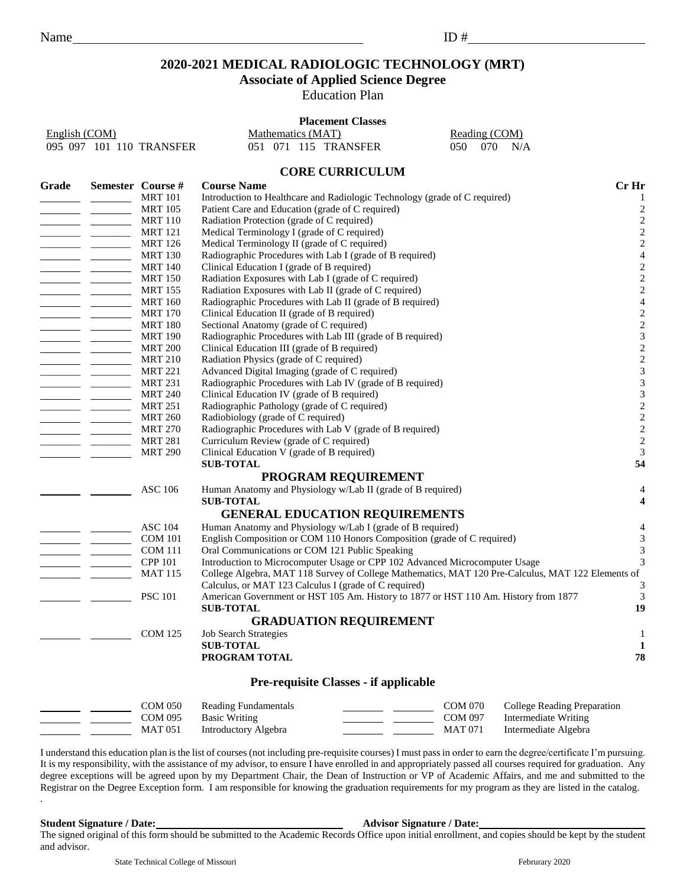Name ____________________ ID # ____________________

# 2020-2021 MEDICAL RADIOLOGIC TECHNOLOGY (MRT)

## Associate of Applied Science Degree

Education Plan

**Placement Classes**

| English (COM) | Mathematics (MAT) | Reading (COM) |
|---|---|---|
| 095 097 101 110 TRANSFER | 051 071 115 TRANSFER | 050 070 N/A |

### CORE CURRICULUM

| Grade | Semester | Course # | Course Name | Cr Hr |
|---|---|---|---|---|
| | | MRT 101 | Introduction to Healthcare and Radiologic Technology (grade of C required) | 1 |
| | | MRT 105 | Patient Care and Education (grade of C required) | 2 |
| | | MRT 110 | Radiation Protection (grade of C required) | 2 |
| | | MRT 121 | Medical Terminology I (grade of C required) | 2 |
| | | MRT 126 | Medical Terminology II (grade of C required) | 2 |
| | | MRT 130 | Radiographic Procedures with Lab I (grade of B required) | 4 |
| | | MRT 140 | Clinical Education I (grade of B required) | 2 |
| | | MRT 150 | Radiation Exposures with Lab I (grade of C required) | 2 |
| | | MRT 155 | Radiation Exposures with Lab II (grade of C required) | 2 |
| | | MRT 160 | Radiographic Procedures with Lab II (grade of B required) | 4 |
| | | MRT 170 | Clinical Education II (grade of B required) | 2 |
| | | MRT 180 | Sectional Anatomy (grade of C required) | 2 |
| | | MRT 190 | Radiographic Procedures with Lab III (grade of B required) | 3 |
| | | MRT 200 | Clinical Education III (grade of B required) | 2 |
| | | MRT 210 | Radiation Physics (grade of C required) | 2 |
| | | MRT 221 | Advanced Digital Imaging (grade of C required) | 3 |
| | | MRT 231 | Radiographic Procedures with Lab IV (grade of B required) | 3 |
| | | MRT 240 | Clinical Education IV (grade of B required) | 3 |
| | | MRT 251 | Radiographic Pathology (grade of C required) | 2 |
| | | MRT 260 | Radiobiology (grade of C required) | 2 |
| | | MRT 270 | Radiographic Procedures with Lab V (grade of B required) | 2 |
| | | MRT 281 | Curriculum Review (grade of C required) | 2 |
| | | MRT 290 | Clinical Education V (grade of B required) | 3 |
| | | | **SUB-TOTAL** | **54** |

### PROGRAM REQUIREMENT

| Grade | Semester | Course # | Course Name | Cr Hr |
|---|---|---|---|---|
| | | ASC 106 | Human Anatomy and Physiology w/Lab II (grade of B required) | 4 |
| | | | **SUB-TOTAL** | **4** |

### GENERAL EDUCATION REQUIREMENTS

| Grade | Semester | Course # | Course Name | Cr Hr |
|---|---|---|---|---|
| | | ASC 104 | Human Anatomy and Physiology w/Lab I (grade of B required) | 4 |
| | | COM 101 | English Composition or COM 110 Honors Composition (grade of C required) | 3 |
| | | COM 111 | Oral Communications or COM 121 Public Speaking | 3 |
| | | CPP 101 | Introduction to Microcomputer Usage or CPP 102 Advanced Microcomputer Usage | 3 |
| | | MAT 115 | College Algebra, MAT 118 Survey of College Mathematics, MAT 120 Pre-Calculus, MAT 122 Elements of Calculus, or MAT 123 Calculus I (grade of C required) | 3 |
| | | PSC 101 | American Government or HST 105 Am. History to 1877 or HST 110 Am. History from 1877 | 3 |
| | | | **SUB-TOTAL** | **19** |

### GRADUATION REQUIREMENT

| Grade | Semester | Course # | Course Name | Cr Hr |
|---|---|---|---|---|
| | | COM 125 | Job Search Strategies | 1 |
| | | | **SUB-TOTAL** | **1** |
| | | | **PROGRAM TOTAL** | **78** |

### Pre-requisite Classes - if applicable

| Grade | Semester | Course # | Course Name | Grade | Semester | Course # | Course Name |
|---|---|---|---|---|---|---|---|
| | | COM 050 | Reading Fundamentals | | | COM 070 | College Reading Preparation |
| | | COM 095 | Basic Writing | | | COM 097 | Intermediate Writing |
| | | MAT 051 | Introductory Algebra | | | MAT 071 | Intermediate Algebra |

I understand this education plan is the list of courses (not including pre-requisite courses) I must pass in order to earn the degree/certificate I'm pursuing. It is my responsibility, with the assistance of my advisor, to ensure I have enrolled in and appropriately passed all courses required for graduation. Any degree exceptions will be agreed upon by my Department Chair, the Dean of Instruction or VP of Academic Affairs, and me and submitted to the Registrar on the Degree Exception form. I am responsible for knowing the graduation requirements for my program as they are listed in the catalog.

.

**Student Signature / Date:** ____________________ **Advisor Signature / Date:** ____________________

The signed original of this form should be submitted to the Academic Records Office upon initial enrollment, and copies should be kept by the student and advisor.

State Technical College of Missouri Februrary 2020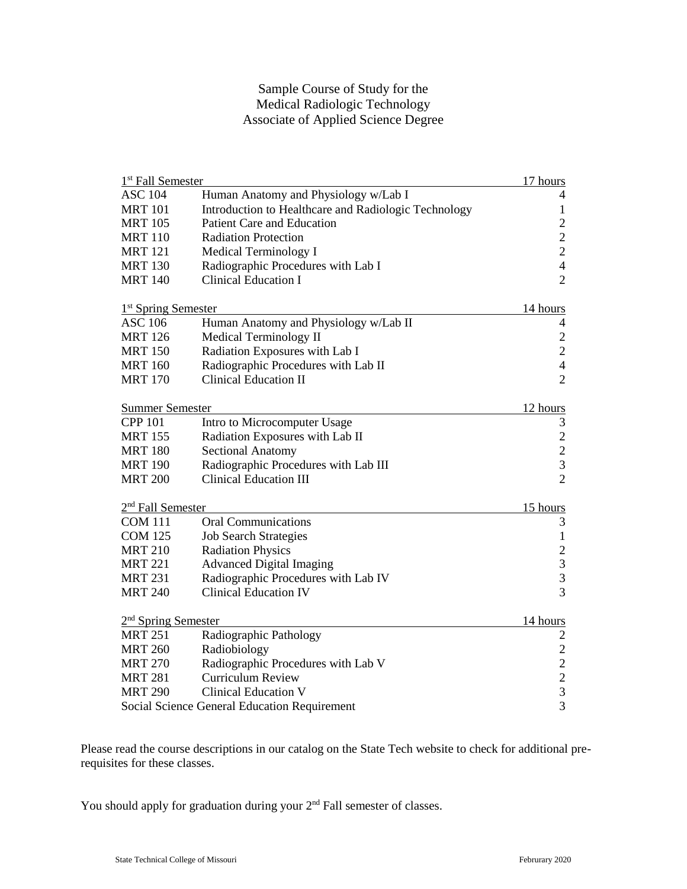# Sample Course of Study for the Medical Radiologic Technology Associate of Applied Science Degree

| 1st Fall Semester | | 17 hours |
|---|---|---|
| ASC 104 | Human Anatomy and Physiology w/Lab I | 4 |
| MRT 101 | Introduction to Healthcare and Radiologic Technology | 1 |
| MRT 105 | Patient Care and Education | 2 |
| MRT 110 | Radiation Protection | 2 |
| MRT 121 | Medical Terminology I | 2 |
| MRT 130 | Radiographic Procedures with Lab I | 4 |
| MRT 140 | Clinical Education I | 2 |

| 1st Spring Semester | | 14 hours |
|---|---|---|
| ASC 106 | Human Anatomy and Physiology w/Lab II | 4 |
| MRT 126 | Medical Terminology II | 2 |
| MRT 150 | Radiation Exposures with Lab I | 2 |
| MRT 160 | Radiographic Procedures with Lab II | 4 |
| MRT 170 | Clinical Education II | 2 |

| Summer Semester | | 12 hours |
|---|---|---|
| CPP 101 | Intro to Microcomputer Usage | 3 |
| MRT 155 | Radiation Exposures with Lab II | 2 |
| MRT 180 | Sectional Anatomy | 2 |
| MRT 190 | Radiographic Procedures with Lab III | 3 |
| MRT 200 | Clinical Education III | 2 |

| 2nd Fall Semester | | 15 hours |
|---|---|---|
| COM 111 | Oral Communications | 3 |
| COM 125 | Job Search Strategies | 1 |
| MRT 210 | Radiation Physics | 2 |
| MRT 221 | Advanced Digital Imaging | 3 |
| MRT 231 | Radiographic Procedures with Lab IV | 3 |
| MRT 240 | Clinical Education IV | 3 |

| 2nd Spring Semester | | 14 hours |
|---|---|---|
| MRT 251 | Radiographic Pathology | 2 |
| MRT 260 | Radiobiology | 2 |
| MRT 270 | Radiographic Procedures with Lab V | 2 |
| MRT 281 | Curriculum Review | 2 |
| MRT 290 | Clinical Education V | 3 |
| Social Science General Education Requirement | | 3 |

Please read the course descriptions in our catalog on the State Tech website to check for additional pre-requisites for these classes.

You should apply for graduation during your 2nd Fall semester of classes.